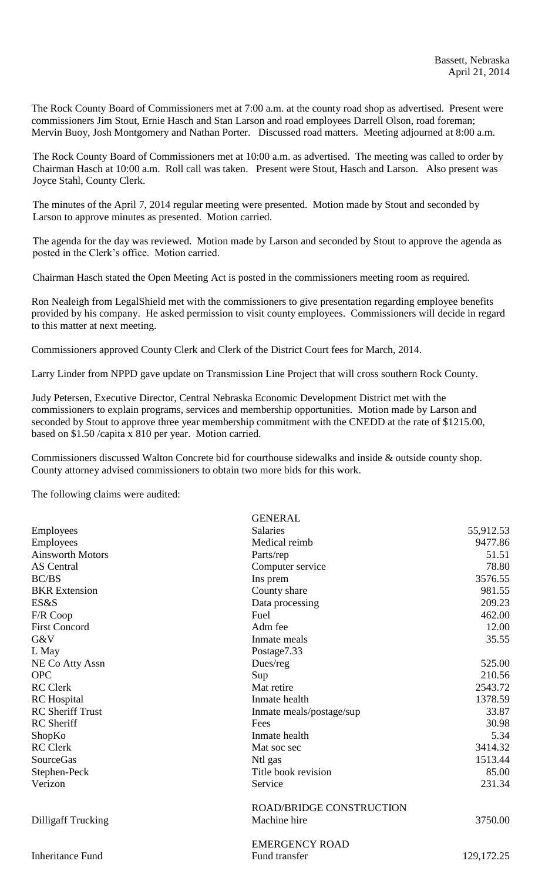Bassett, Nebraska
April 21, 2014

The Rock County Board of Commissioners met at 7:00 a.m. at the county road shop as advertised. Present were commissioners Jim Stout, Ernie Hasch and Stan Larson and road employees Darrell Olson, road foreman; Mervin Buoy, Josh Montgomery and Nathan Porter. Discussed road matters. Meeting adjourned at 8:00 a.m.

The Rock County Board of Commissioners met at 10:00 a.m. as advertised. The meeting was called to order by Chairman Hasch at 10:00 a.m. Roll call was taken. Present were Stout, Hasch and Larson. Also present was Joyce Stahl, County Clerk.

The minutes of the April 7, 2014 regular meeting were presented. Motion made by Stout and seconded by Larson to approve minutes as presented. Motion carried.

The agenda for the day was reviewed. Motion made by Larson and seconded by Stout to approve the agenda as posted in the Clerk's office. Motion carried.

Chairman Hasch stated the Open Meeting Act is posted in the commissioners meeting room as required.

Ron Nealeigh from LegalShield met with the commissioners to give presentation regarding employee benefits provided by his company. He asked permission to visit county employees. Commissioners will decide in regard to this matter at next meeting.

Commissioners approved County Clerk and Clerk of the District Court fees for March, 2014.

Larry Linder from NPPD gave update on Transmission Line Project that will cross southern Rock County.

Judy Petersen, Executive Director, Central Nebraska Economic Development District met with the commissioners to explain programs, services and membership opportunities. Motion made by Larson and seconded by Stout to approve three year membership commitment with the CNEDD at the rate of $1215.00, based on $1.50 /capita x 810 per year. Motion carried.

Commissioners discussed Walton Concrete bid for courthouse sidewalks and inside & outside county shop. County attorney advised commissioners to obtain two more bids for this work.

The following claims were audited:

| | | |
|---|---|---|
| | GENERAL | |
| Employees | Salaries | 55,912.53 |
| Employees | Medical reimb | 9477.86 |
| Ainsworth Motors | Parts/rep | 51.51 |
| AS Central | Computer service | 78.80 |
| BC/BS | Ins prem | 3576.55 |
| BKR Extension | County share | 981.55 |
| ES&S | Data processing | 209.23 |
| F/R Coop | Fuel | 462.00 |
| First Concord | Adm fee | 12.00 |
| G&V | Inmate meals | 35.55 |
| L May | Postage7.33 | |
| NE Co Atty Assn | Dues/reg | 525.00 |
| OPC | Sup | 210.56 |
| RC Clerk | Mat retire | 2543.72 |
| RC Hospital | Inmate health | 1378.59 |
| RC Sheriff Trust | Inmate meals/postage/sup | 33.87 |
| RC Sheriff | Fees | 30.98 |
| ShopKo | Inmate health | 5.34 |
| RC Clerk | Mat soc sec | 3414.32 |
| SourceGas | Ntl gas | 1513.44 |
| Stephen-Peck | Title book revision | 85.00 |
| Verizon | Service | 231.34 |
| | ROAD/BRIDGE CONSTRUCTION | |
| Dilligaff Trucking | Machine hire | 3750.00 |
| | EMERGENCY ROAD | |
| Inheritance Fund | Fund transfer | 129,172.25 |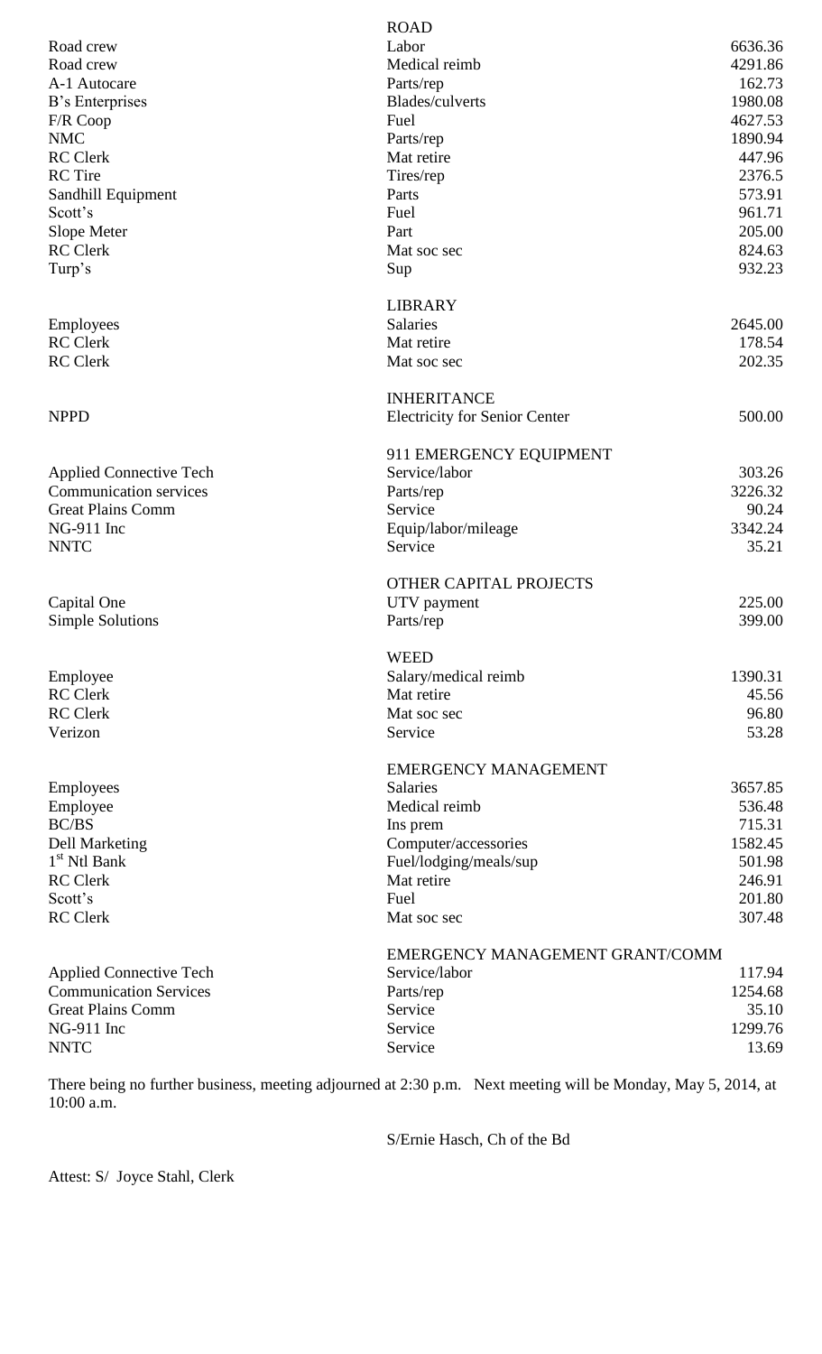| | | |
|---|---|---|
| | **ROAD** | |
| Road crew | Labor | 6636.36 |
| Road crew | Medical reimb | 4291.86 |
| A-1 Autocare | Parts/rep | 162.73 |
| B's Enterprises | Blades/culverts | 1980.08 |
| F/R Coop | Fuel | 4627.53 |
| NMC | Parts/rep | 1890.94 |
| RC Clerk | Mat retire | 447.96 |
| RC Tire | Tires/rep | 2376.5 |
| Sandhill Equipment | Parts | 573.91 |
| Scott's | Fuel | 961.71 |
| Slope Meter | Part | 205.00 |
| RC Clerk | Mat soc sec | 824.63 |
| Turp's | Sup | 932.23 |
| | **LIBRARY** | |
| Employees | Salaries | 2645.00 |
| RC Clerk | Mat retire | 178.54 |
| RC Clerk | Mat soc sec | 202.35 |
| | **INHERITANCE** | |
| NPPD | Electricity for Senior Center | 500.00 |
| | **911 EMERGENCY EQUIPMENT** | |
| Applied Connective Tech | Service/labor | 303.26 |
| Communication services | Parts/rep | 3226.32 |
| Great Plains Comm | Service | 90.24 |
| NG-911 Inc | Equip/labor/mileage | 3342.24 |
| NNTC | Service | 35.21 |
| | **OTHER CAPITAL PROJECTS** | |
| Capital One | UTV payment | 225.00 |
| Simple Solutions | Parts/rep | 399.00 |
| | **WEED** | |
| Employee | Salary/medical reimb | 1390.31 |
| RC Clerk | Mat retire | 45.56 |
| RC Clerk | Mat soc sec | 96.80 |
| Verizon | Service | 53.28 |
| | **EMERGENCY MANAGEMENT** | |
| Employees | Salaries | 3657.85 |
| Employee | Medical reimb | 536.48 |
| BC/BS | Ins prem | 715.31 |
| Dell Marketing | Computer/accessories | 1582.45 |
| 1st Ntl Bank | Fuel/lodging/meals/sup | 501.98 |
| RC Clerk | Mat retire | 246.91 |
| Scott's | Fuel | 201.80 |
| RC Clerk | Mat soc sec | 307.48 |
| | **EMERGENCY MANAGEMENT GRANT/COMM** | |
| Applied Connective Tech | Service/labor | 117.94 |
| Communication Services | Parts/rep | 1254.68 |
| Great Plains Comm | Service | 35.10 |
| NG-911 Inc | Service | 1299.76 |
| NNTC | Service | 13.69 |

There being no further business, meeting adjourned at 2:30 p.m. Next meeting will be Monday, May 5, 2014, at 10:00 a.m.

S/Ernie Hasch, Ch of the Bd

Attest: S/ Joyce Stahl, Clerk